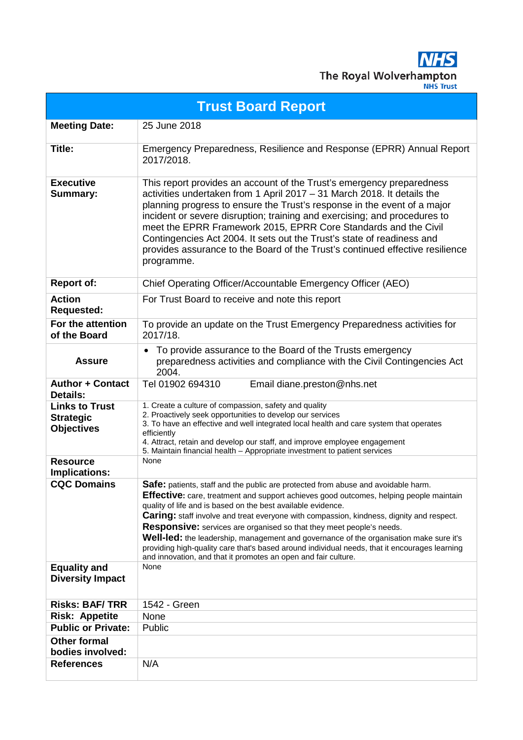The Royal Wolverhampton NHS Trust

# Trust Board Report

| | |
|---|---|
| **Meeting Date:** | 25 June 2018 |
| **Title:** | Emergency Preparedness, Resilience and Response (EPRR) Annual Report 2017/2018. |
| **Executive Summary:** | This report provides an account of the Trust's emergency preparedness activities undertaken from 1 April 2017 – 31 March 2018. It details the planning progress to ensure the Trust's response in the event of a major incident or severe disruption; training and exercising; and procedures to meet the EPRR Framework 2015, EPRR Core Standards and the Civil Contingencies Act 2004. It sets out the Trust's state of readiness and provides assurance to the Board of the Trust's continued effective resilience programme. |
| **Report of:** | Chief Operating Officer/Accountable Emergency Officer (AEO) |
| **Action Requested:** | For Trust Board to receive and note this report |
| **For the attention of the Board** | To provide an update on the Trust Emergency Preparedness activities for 2017/18. |
| **Assure** | • To provide assurance to the Board of the Trusts emergency preparedness activities and compliance with the Civil Contingencies Act 2004. |
| **Author + Contact Details:** | Tel 01902 694310 Email diane.preston@nhs.net |
| **Links to Trust Strategic Objectives** | 1. Create a culture of compassion, safety and quality<br>2. Proactively seek opportunities to develop our services<br>3. To have an effective and well integrated local health and care system that operates efficiently<br>4. Attract, retain and develop our staff, and improve employee engagement<br>5. Maintain financial health – Appropriate investment to patient services |
| **Resource Implications:** | None |
| **CQC Domains** | **Safe:** patients, staff and the public are protected from abuse and avoidable harm.<br>**Effective:** care, treatment and support achieves good outcomes, helping people maintain quality of life and is based on the best available evidence.<br>**Caring:** staff involve and treat everyone with compassion, kindness, dignity and respect.<br>**Responsive:** services are organised so that they meet people's needs.<br>**Well-led:** the leadership, management and governance of the organisation make sure it's providing high-quality care that's based around individual needs, that it encourages learning and innovation, and that it promotes an open and fair culture. |
| **Equality and Diversity Impact** | None |
| **Risks: BAF/ TRR** | 1542 - Green |
| **Risk: Appetite** | None |
| **Public or Private:** | Public |
| **Other formal bodies involved:** | |
| **References** | N/A |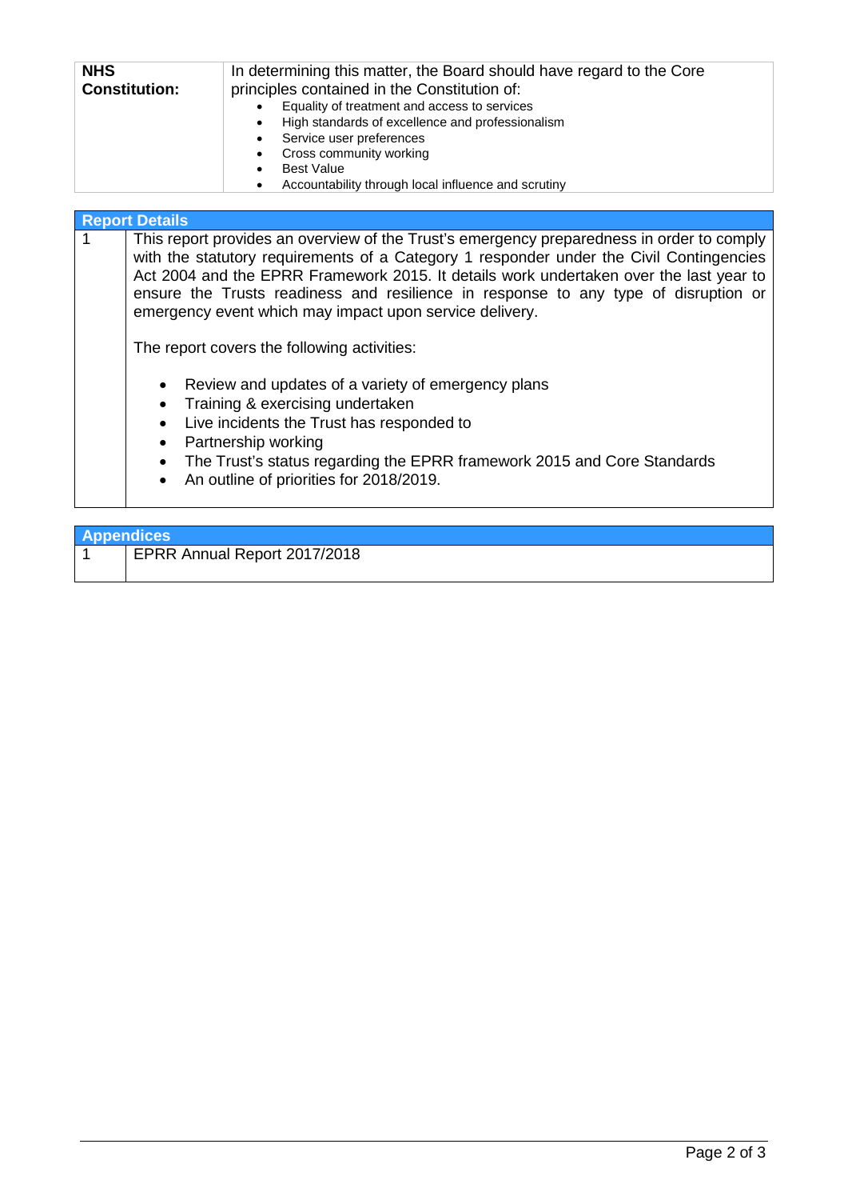| **NHS Constitution:** | In determining this matter, the Board should have regard to the Core principles contained in the Constitution of:<br>• Equality of treatment and access to services<br>• High standards of excellence and professionalism<br>• Service user preferences<br>• Cross community working<br>• Best Value<br>• Accountability through local influence and scrutiny |
|---|---|

| **Report Details** | |
|---|---|
| 1 | This report provides an overview of the Trust's emergency preparedness in order to comply with the statutory requirements of a Category 1 responder under the Civil Contingencies Act 2004 and the EPRR Framework 2015. It details work undertaken over the last year to ensure the Trusts readiness and resilience in response to any type of disruption or emergency event which may impact upon service delivery.<br><br>The report covers the following activities:<br><br>• Review and updates of a variety of emergency plans<br>• Training & exercising undertaken<br>• Live incidents the Trust has responded to<br>• Partnership working<br>• The Trust's status regarding the EPRR framework 2015 and Core Standards<br>• An outline of priorities for 2018/2019. |

| **Appendices** | |
|---|---|
| 1 | EPRR Annual Report 2017/2018 |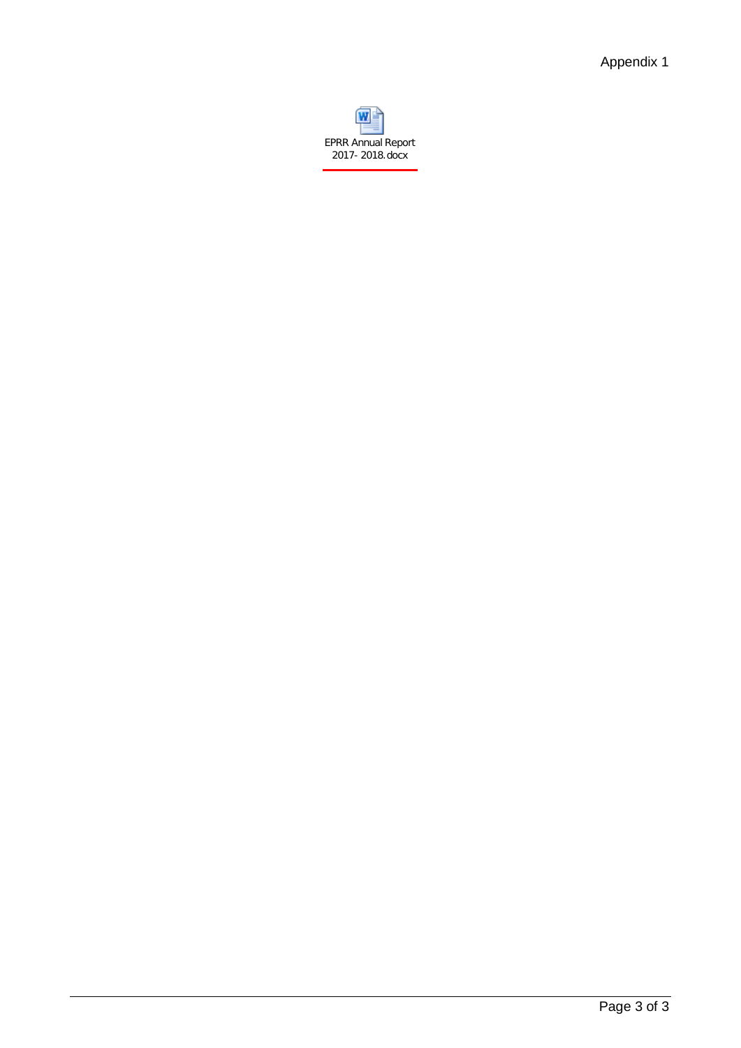Appendix 1

EPRR Annual Report 2017- 2018.docx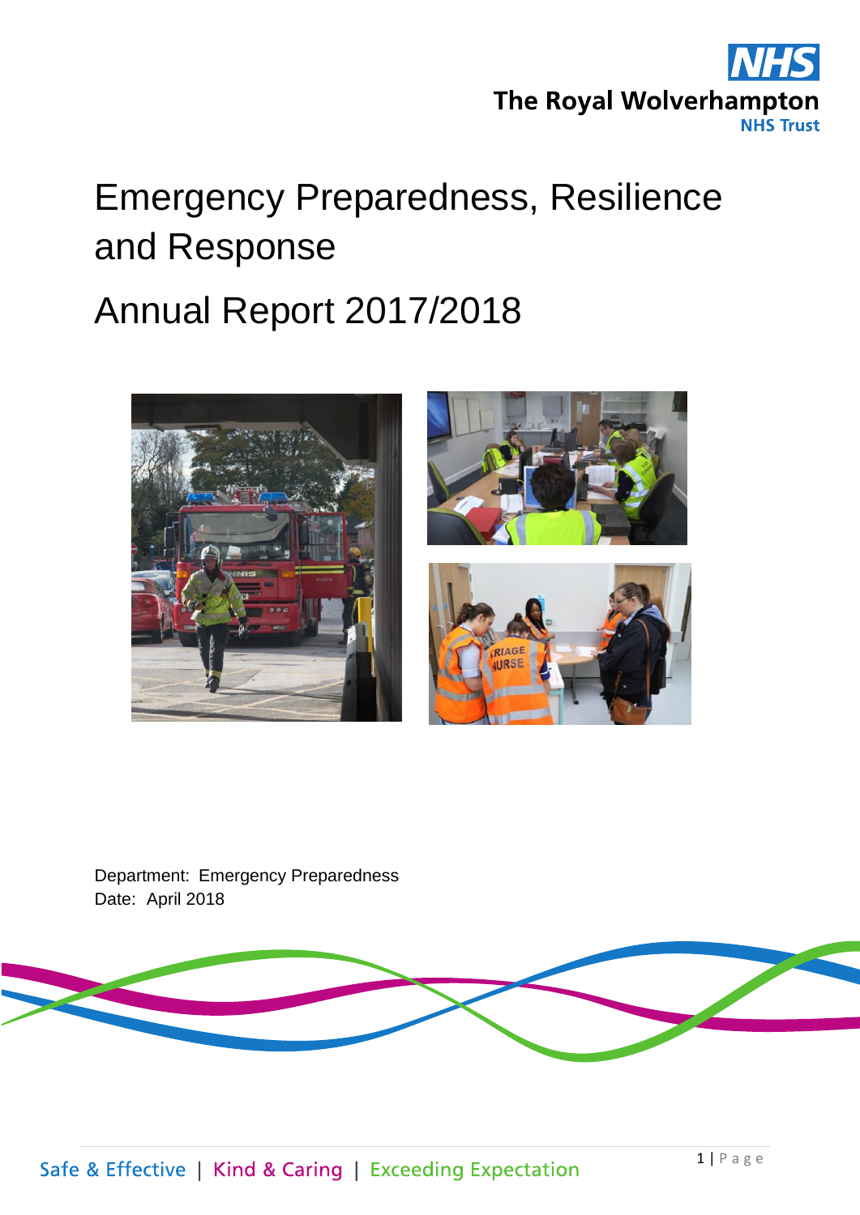# Emergency Preparedness, Resilience and Response

# Annual Report 2017/2018

Department: Emergency Preparedness
Date: April 2018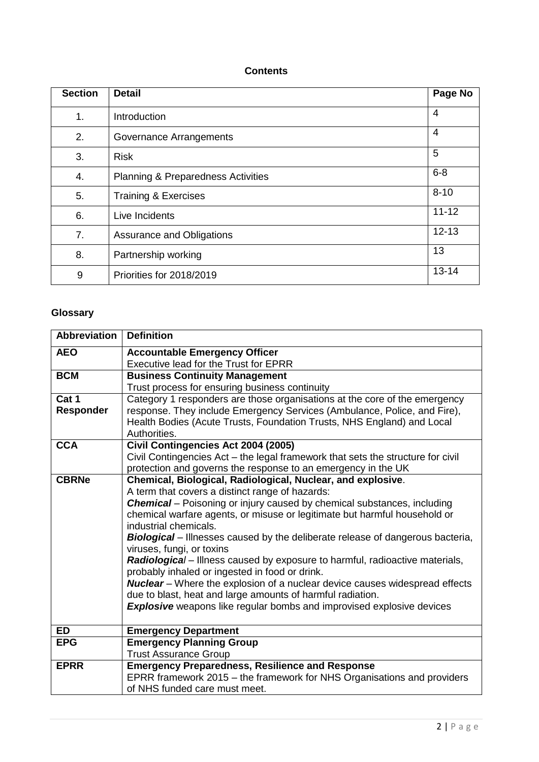## Contents

| Section | Detail | Page No |
|---|---|---|
| 1. | Introduction | 4 |
| 2. | Governance Arrangements | 4 |
| 3. | Risk | 5 |
| 4. | Planning & Preparedness Activities | 6-8 |
| 5. | Training & Exercises | 8-10 |
| 6. | Live Incidents | 11-12 |
| 7. | Assurance and Obligations | 12-13 |
| 8. | Partnership working | 13 |
| 9 | Priorities for 2018/2019 | 13-14 |

## Glossary

| Abbreviation | Definition |
|---|---|
| **AEO** | **Accountable Emergency Officer**<br>Executive lead for the Trust for EPRR |
| **BCM** | **Business Continuity Management**<br>Trust process for ensuring business continuity |
| **Cat 1 Responder** | Category 1 responders are those organisations at the core of the emergency response. They include Emergency Services (Ambulance, Police, and Fire), Health Bodies (Acute Trusts, Foundation Trusts, NHS England) and Local Authorities. |
| **CCA** | **Civil Contingencies Act 2004 (2005)**<br>Civil Contingencies Act – the legal framework that sets the structure for civil protection and governs the response to an emergency in the UK |
| **CBRNe** | **Chemical, Biological, Radiological, Nuclear, and explosive**.<br>A term that covers a distinct range of hazards:<br>***Chemical*** – Poisoning or injury caused by chemical substances, including chemical warfare agents, or misuse or legitimate but harmful household or industrial chemicals.<br>***Biological*** – Illnesses caused by the deliberate release of dangerous bacteria, viruses, fungi, or toxins<br>***Radiological*** – Illness caused by exposure to harmful, radioactive materials, probably inhaled or ingested in food or drink.<br>***Nuclear*** – Where the explosion of a nuclear device causes widespread effects due to blast, heat and large amounts of harmful radiation.<br>***Explosive*** weapons like regular bombs and improvised explosive devices |
| **ED** | **Emergency Department** |
| **EPG** | **Emergency Planning Group**<br>Trust Assurance Group |
| **EPRR** | **Emergency Preparedness, Resilience and Response**<br>EPRR framework 2015 – the framework for NHS Organisations and providers of NHS funded care must meet. |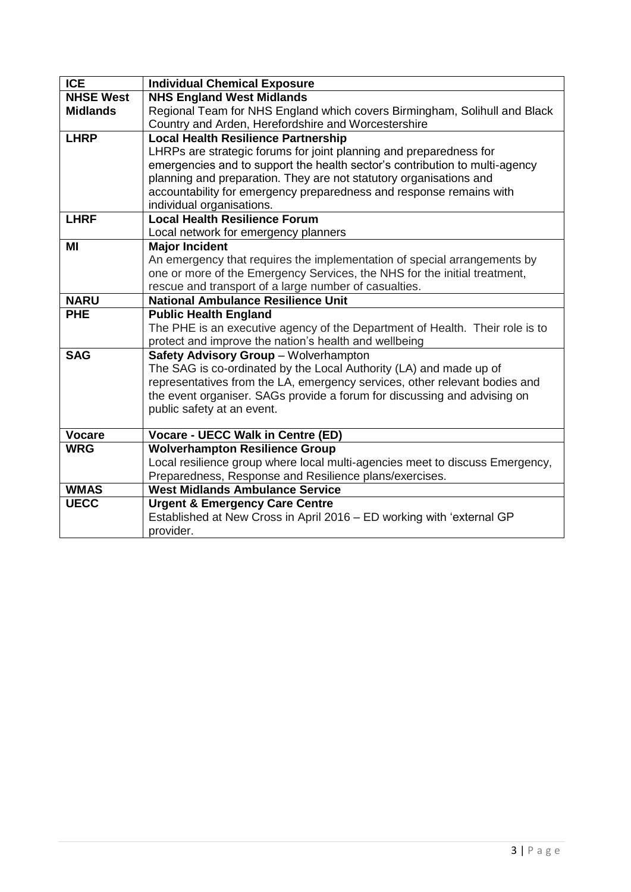| | |
|---|---|
| **ICE** | **Individual Chemical Exposure** |
| **NHSE West Midlands** | **NHS England West Midlands**<br>Regional Team for NHS England which covers Birmingham, Solihull and Black Country and Arden, Herefordshire and Worcestershire |
| **LHRP** | **Local Health Resilience Partnership**<br>LHRPs are strategic forums for joint planning and preparedness for emergencies and to support the health sector's contribution to multi-agency planning and preparation. They are not statutory organisations and accountability for emergency preparedness and response remains with individual organisations. |
| **LHRF** | **Local Health Resilience Forum**<br>Local network for emergency planners |
| **MI** | **Major Incident**<br>An emergency that requires the implementation of special arrangements by one or more of the Emergency Services, the NHS for the initial treatment, rescue and transport of a large number of casualties. |
| **NARU** | **National Ambulance Resilience Unit** |
| **PHE** | **Public Health England**<br>The PHE is an executive agency of the Department of Health. Their role is to protect and improve the nation's health and wellbeing |
| **SAG** | **Safety Advisory Group** – Wolverhampton<br>The SAG is co-ordinated by the Local Authority (LA) and made up of representatives from the LA, emergency services, other relevant bodies and the event organiser. SAGs provide a forum for discussing and advising on public safety at an event. |
| **Vocare** | **Vocare - UECC Walk in Centre (ED)** |
| **WRG** | **Wolverhampton Resilience Group**<br>Local resilience group where local multi-agencies meet to discuss Emergency, Preparedness, Response and Resilience plans/exercises. |
| **WMAS** | **West Midlands Ambulance Service** |
| **UECC** | **Urgent & Emergency Care Centre**<br>Established at New Cross in April 2016 – ED working with 'external GP provider. |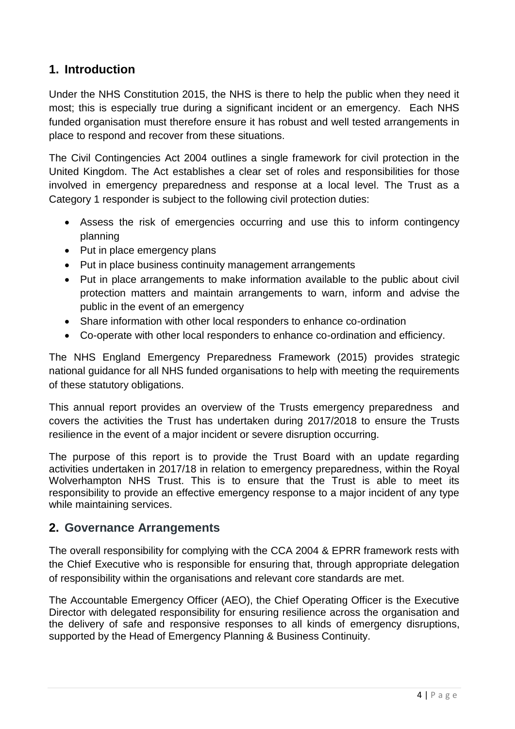## 1. Introduction

Under the NHS Constitution 2015, the NHS is there to help the public when they need it most; this is especially true during a significant incident or an emergency. Each NHS funded organisation must therefore ensure it has robust and well tested arrangements in place to respond and recover from these situations.

The Civil Contingencies Act 2004 outlines a single framework for civil protection in the United Kingdom. The Act establishes a clear set of roles and responsibilities for those involved in emergency preparedness and response at a local level. The Trust as a Category 1 responder is subject to the following civil protection duties:

- Assess the risk of emergencies occurring and use this to inform contingency planning
- Put in place emergency plans
- Put in place business continuity management arrangements
- Put in place arrangements to make information available to the public about civil protection matters and maintain arrangements to warn, inform and advise the public in the event of an emergency
- Share information with other local responders to enhance co-ordination
- Co-operate with other local responders to enhance co-ordination and efficiency.

The NHS England Emergency Preparedness Framework (2015) provides strategic national guidance for all NHS funded organisations to help with meeting the requirements of these statutory obligations.

This annual report provides an overview of the Trusts emergency preparedness and covers the activities the Trust has undertaken during 2017/2018 to ensure the Trusts resilience in the event of a major incident or severe disruption occurring.

The purpose of this report is to provide the Trust Board with an update regarding activities undertaken in 2017/18 in relation to emergency preparedness, within the Royal Wolverhampton NHS Trust. This is to ensure that the Trust is able to meet its responsibility to provide an effective emergency response to a major incident of any type while maintaining services.

## 2. Governance Arrangements

The overall responsibility for complying with the CCA 2004 & EPRR framework rests with the Chief Executive who is responsible for ensuring that, through appropriate delegation of responsibility within the organisations and relevant core standards are met.

The Accountable Emergency Officer (AEO), the Chief Operating Officer is the Executive Director with delegated responsibility for ensuring resilience across the organisation and the delivery of safe and responsive responses to all kinds of emergency disruptions, supported by the Head of Emergency Planning & Business Continuity.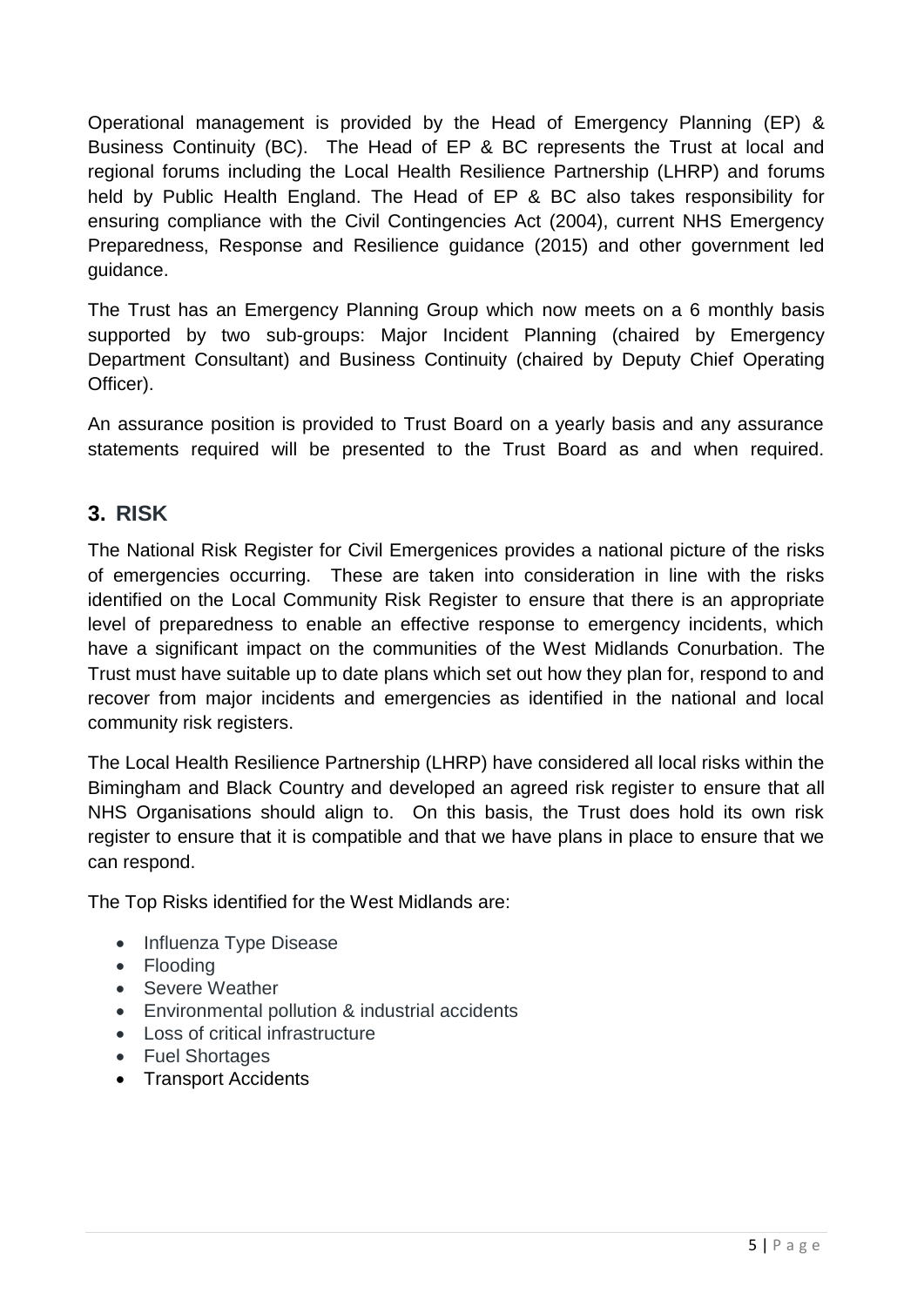Operational management is provided by the Head of Emergency Planning (EP) & Business Continuity (BC). The Head of EP & BC represents the Trust at local and regional forums including the Local Health Resilience Partnership (LHRP) and forums held by Public Health England. The Head of EP & BC also takes responsibility for ensuring compliance with the Civil Contingencies Act (2004), current NHS Emergency Preparedness, Response and Resilience guidance (2015) and other government led guidance.

The Trust has an Emergency Planning Group which now meets on a 6 monthly basis supported by two sub-groups: Major Incident Planning (chaired by Emergency Department Consultant) and Business Continuity (chaired by Deputy Chief Operating Officer).

An assurance position is provided to Trust Board on a yearly basis and any assurance statements required will be presented to the Trust Board as and when required.

## 3. RISK

The National Risk Register for Civil Emergenices provides a national picture of the risks of emergencies occurring. These are taken into consideration in line with the risks identified on the Local Community Risk Register to ensure that there is an appropriate level of preparedness to enable an effective response to emergency incidents, which have a significant impact on the communities of the West Midlands Conurbation. The Trust must have suitable up to date plans which set out how they plan for, respond to and recover from major incidents and emergencies as identified in the national and local community risk registers.

The Local Health Resilience Partnership (LHRP) have considered all local risks within the Bimingham and Black Country and developed an agreed risk register to ensure that all NHS Organisations should align to. On this basis, the Trust does hold its own risk register to ensure that it is compatible and that we have plans in place to ensure that we can respond.

The Top Risks identified for the West Midlands are:

- Influenza Type Disease
- Flooding
- Severe Weather
- Environmental pollution & industrial accidents
- Loss of critical infrastructure
- Fuel Shortages
- Transport Accidents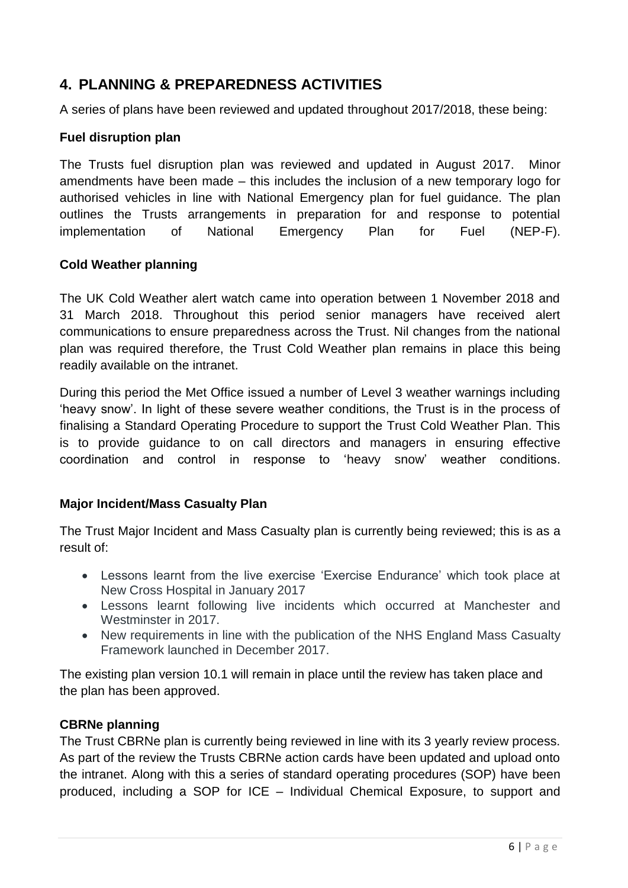## 4. PLANNING & PREPAREDNESS ACTIVITIES

A series of plans have been reviewed and updated throughout 2017/2018, these being:

**Fuel disruption plan**

The Trusts fuel disruption plan was reviewed and updated in August 2017. Minor amendments have been made – this includes the inclusion of a new temporary logo for authorised vehicles in line with National Emergency plan for fuel guidance. The plan outlines the Trusts arrangements in preparation for and response to potential implementation of National Emergency Plan for Fuel (NEP-F).

**Cold Weather planning**

The UK Cold Weather alert watch came into operation between 1 November 2018 and 31 March 2018. Throughout this period senior managers have received alert communications to ensure preparedness across the Trust. Nil changes from the national plan was required therefore, the Trust Cold Weather plan remains in place this being readily available on the intranet.

During this period the Met Office issued a number of Level 3 weather warnings including 'heavy snow'. In light of these severe weather conditions, the Trust is in the process of finalising a Standard Operating Procedure to support the Trust Cold Weather Plan. This is to provide guidance to on call directors and managers in ensuring effective coordination and control in response to 'heavy snow' weather conditions.

**Major Incident/Mass Casualty Plan**

The Trust Major Incident and Mass Casualty plan is currently being reviewed; this is as a result of:

- Lessons learnt from the live exercise 'Exercise Endurance' which took place at New Cross Hospital in January 2017
- Lessons learnt following live incidents which occurred at Manchester and Westminster in 2017.
- New requirements in line with the publication of the NHS England Mass Casualty Framework launched in December 2017.

The existing plan version 10.1 will remain in place until the review has taken place and the plan has been approved.

**CBRNe planning**

The Trust CBRNe plan is currently being reviewed in line with its 3 yearly review process. As part of the review the Trusts CBRNe action cards have been updated and upload onto the intranet. Along with this a series of standard operating procedures (SOP) have been produced, including a SOP for ICE – Individual Chemical Exposure, to support and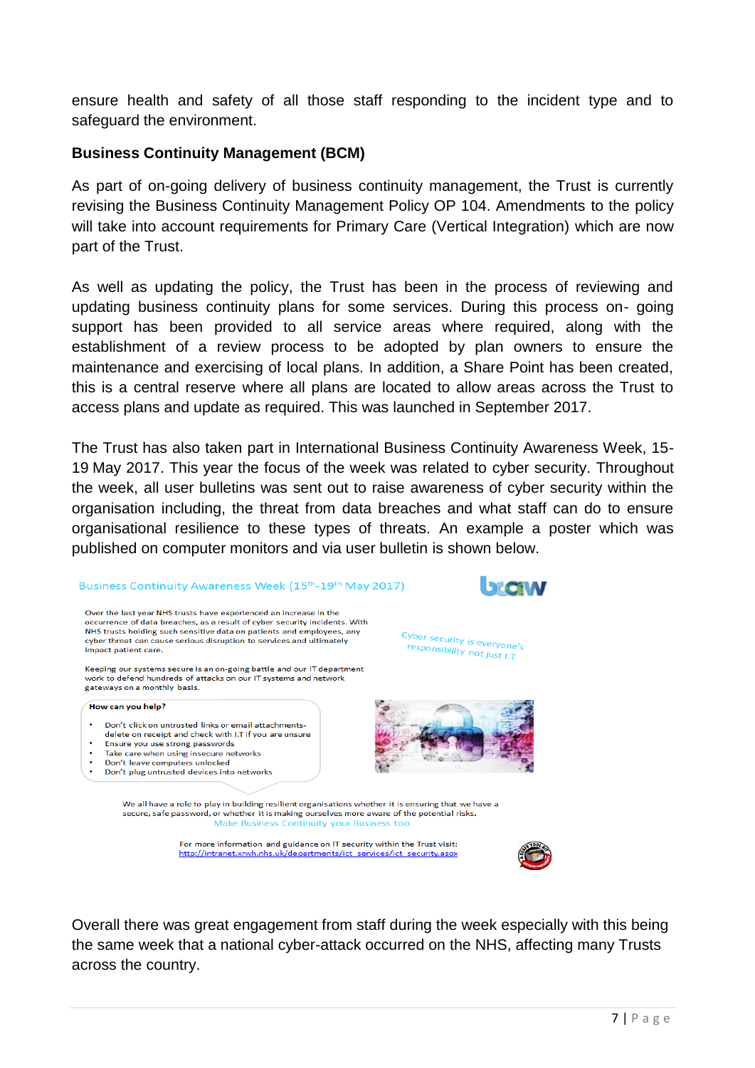ensure health and safety of all those staff responding to the incident type and to safeguard the environment.

**Business Continuity Management (BCM)**

As part of on-going delivery of business continuity management, the Trust is currently revising the Business Continuity Management Policy OP 104. Amendments to the policy will take into account requirements for Primary Care (Vertical Integration) which are now part of the Trust.

As well as updating the policy, the Trust has been in the process of reviewing and updating business continuity plans for some services. During this process on- going support has been provided to all service areas where required, along with the establishment of a review process to be adopted by plan owners to ensure the maintenance and exercising of local plans. In addition, a Share Point has been created, this is a central reserve where all plans are located to allow areas across the Trust to access plans and update as required. This was launched in September 2017.

The Trust has also taken part in International Business Continuity Awareness Week, 15-19 May 2017. This year the focus of the week was related to cyber security. Throughout the week, all user bulletins was sent out to raise awareness of cyber security within the organisation including, the threat from data breaches and what staff can do to ensure organisational resilience to these types of threats. An example a poster which was published on computer monitors and via user bulletin is shown below.

Business Continuity Awareness Week (15th-19th May 2017)

bcaw

Over the last year NHS trusts have experienced an increase in the occurrence of data breaches, as a result of cyber security incidents. With NHS trusts holding such sensitive data on patients and employees, any cyber threat can cause serious disruption to services and ultimately impact patient care.

Keeping our systems secure is an on-going battle and our IT department work to defend hundreds of attacks on our IT systems and network gateways on a monthly basis.

Cyber security is everyone's responsibility not just I.T

**How can you help?**

- Don't click on untrusted links or email attachments- delete on receipt and check with I.T if you are unsure
- Ensure you use strong passwords
- Take care when using insecure networks
- Don't leave computers unlocked
- Don't plug untrusted devices into networks

We all have a role to play in building resilient organisations whether it is ensuring that we have a secure, safe password, or whether it is making ourselves more aware of the potential risks.

Make Business Continuity your Business too

For more information and guidance on IT security within the Trust visit: http://intranet.xrwh.nhs.uk/departments/ict_services/ict_security.aspx

Overall there was great engagement from staff during the week especially with this being the same week that a national cyber-attack occurred on the NHS, affecting many Trusts across the country.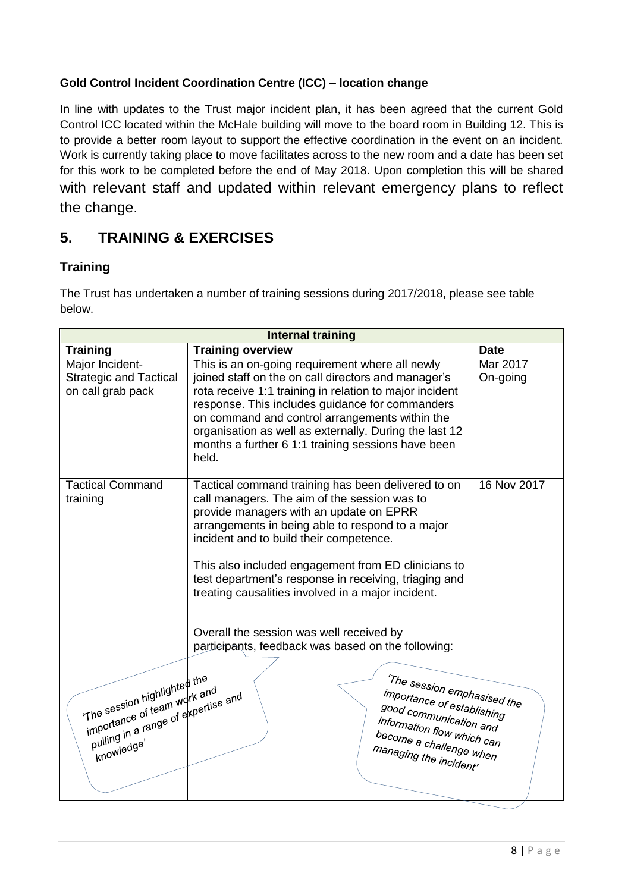**Gold Control Incident Coordination Centre (ICC) – location change**

In line with updates to the Trust major incident plan, it has been agreed that the current Gold Control ICC located within the McHale building will move to the board room in Building 12. This is to provide a better room layout to support the effective coordination in the event on an incident. Work is currently taking place to move facilitates across to the new room and a date has been set for this work to be completed before the end of May 2018. Upon completion this will be shared with relevant staff and updated within relevant emergency plans to reflect the change.

## 5. TRAINING & EXERCISES

### Training

The Trust has undertaken a number of training sessions during 2017/2018, please see table below.

| Internal training | | |
|---|---|---|
| **Training** | **Training overview** | **Date** |
| Major Incident- Strategic and Tactical on call grab pack | This is an on-going requirement where all newly joined staff on the on call directors and manager's rota receive 1:1 training in relation to major incident response. This includes guidance for commanders on command and control arrangements within the organisation as well as externally. During the last 12 months a further 6 1:1 training sessions have been held. | Mar 2017 On-going |
| Tactical Command training | Tactical command training has been delivered to on call managers. The aim of the session was to provide managers with an update on EPRR arrangements in being able to respond to a major incident and to build their competence.<br><br>This also included engagement from ED clinicians to test department's response in receiving, triaging and treating causalities involved in a major incident.<br><br>Overall the session was well received by participants, feedback was based on the following:<br><br>'The session highlighted the importance of team work and pulling in a range of expertise and knowledge'<br><br>'The session emphasised the importance of establishing good communication and information flow which can become a challenge when managing the incident' | 16 Nov 2017 |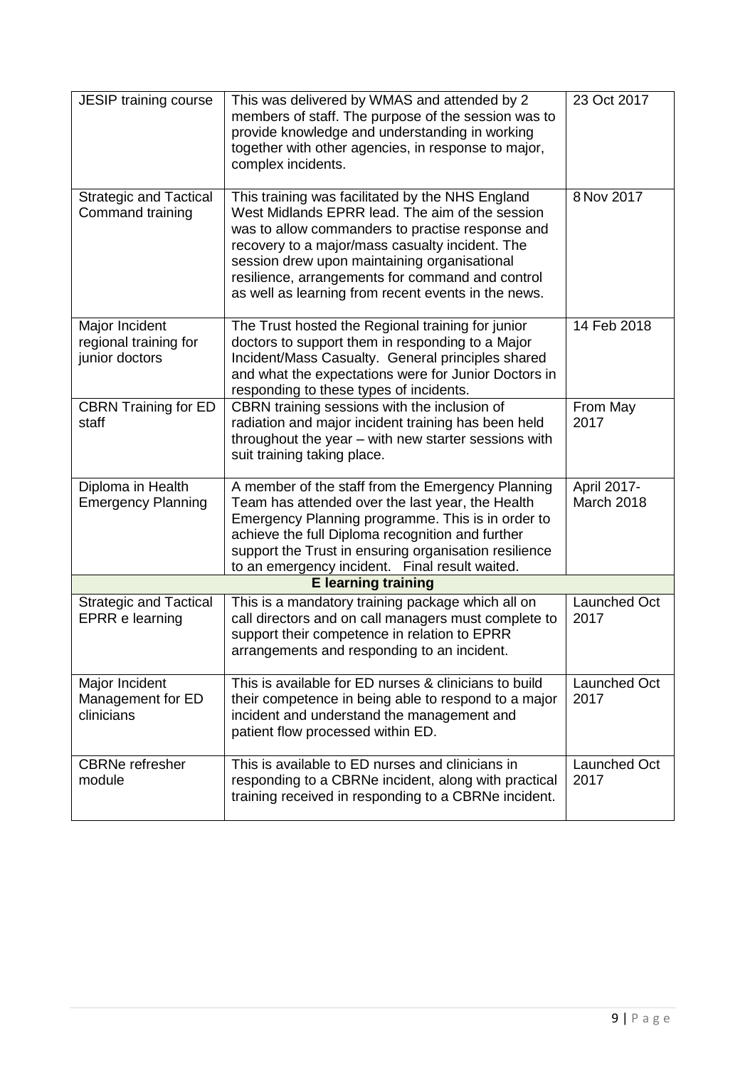| | | |
|---|---|---|
| JESIP training course | This was delivered by WMAS and attended by 2 members of staff. The purpose of the session was to provide knowledge and understanding in working together with other agencies, in response to major, complex incidents. | 23 Oct 2017 |
| Strategic and Tactical Command training | This training was facilitated by the NHS England West Midlands EPRR lead. The aim of the session was to allow commanders to practise response and recovery to a major/mass casualty incident. The session drew upon maintaining organisational resilience, arrangements for command and control as well as learning from recent events in the news. | 8 Nov 2017 |
| Major Incident regional training for junior doctors | The Trust hosted the Regional training for junior doctors to support them in responding to a Major Incident/Mass Casualty. General principles shared and what the expectations were for Junior Doctors in responding to these types of incidents. | 14 Feb 2018 |
| CBRN Training for ED staff | CBRN training sessions with the inclusion of radiation and major incident training has been held throughout the year – with new starter sessions with suit training taking place. | From May 2017 |
| Diploma in Health Emergency Planning | A member of the staff from the Emergency Planning Team has attended over the last year, the Health Emergency Planning programme. This is in order to achieve the full Diploma recognition and further support the Trust in ensuring organisation resilience to an emergency incident. Final result waited. | April 2017-March 2018 |
| **E learning training** | | |
| Strategic and Tactical EPRR e learning | This is a mandatory training package which all on call directors and on call managers must complete to support their competence in relation to EPRR arrangements and responding to an incident. | Launched Oct 2017 |
| Major Incident Management for ED clinicians | This is available for ED nurses & clinicians to build their competence in being able to respond to a major incident and understand the management and patient flow processed within ED. | Launched Oct 2017 |
| CBRNe refresher module | This is available to ED nurses and clinicians in responding to a CBRNe incident, along with practical training received in responding to a CBRNe incident. | Launched Oct 2017 |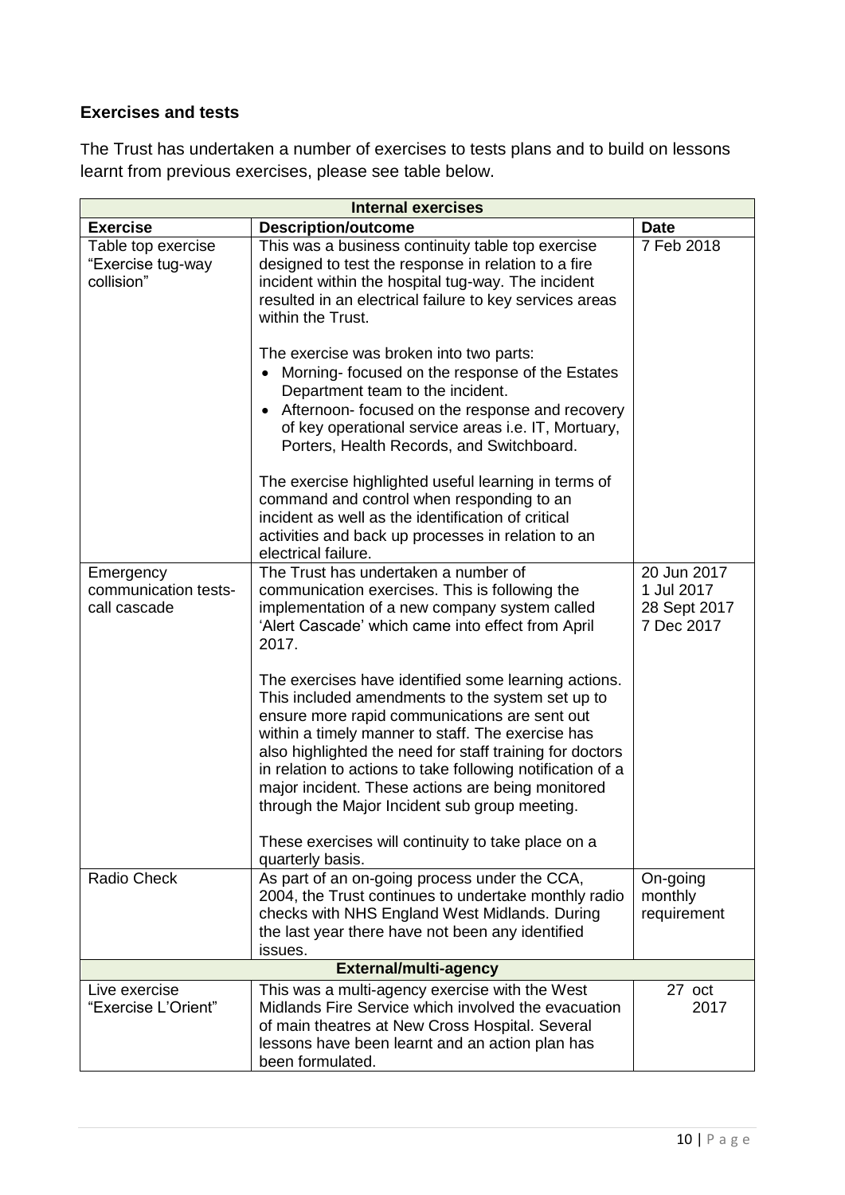**Exercises and tests**

The Trust has undertaken a number of exercises to tests plans and to build on lessons learnt from previous exercises, please see table below.

| Internal exercises | | |
|---|---|---|
| **Exercise** | **Description/outcome** | **Date** |
| Table top exercise "Exercise tug-way collision" | This was a business continuity table top exercise designed to test the response in relation to a fire incident within the hospital tug-way. The incident resulted in an electrical failure to key services areas within the Trust.<br><br>The exercise was broken into two parts:<br>• Morning- focused on the response of the Estates Department team to the incident.<br>• Afternoon- focused on the response and recovery of key operational service areas i.e. IT, Mortuary, Porters, Health Records, and Switchboard.<br><br>The exercise highlighted useful learning in terms of command and control when responding to an incident as well as the identification of critical activities and back up processes in relation to an electrical failure. | 7 Feb 2018 |
| Emergency communication tests- call cascade | The Trust has undertaken a number of communication exercises. This is following the implementation of a new company system called 'Alert Cascade' which came into effect from April 2017.<br><br>The exercises have identified some learning actions. This included amendments to the system set up to ensure more rapid communications are sent out within a timely manner to staff. The exercise has also highlighted the need for staff training for doctors in relation to actions to take following notification of a major incident. These actions are being monitored through the Major Incident sub group meeting.<br><br>These exercises will continuity to take place on a quarterly basis. | 20 Jun 2017<br>1 Jul 2017<br>28 Sept 2017<br>7 Dec 2017 |
| Radio Check | As part of an on-going process under the CCA, 2004, the Trust continues to undertake monthly radio checks with NHS England West Midlands. During the last year there have not been any identified issues. | On-going monthly requirement |
| **External/multi-agency** | | |
| Live exercise "Exercise L'Orient" | This was a multi-agency exercise with the West Midlands Fire Service which involved the evacuation of main theatres at New Cross Hospital. Several lessons have been learnt and an action plan has been formulated. | 27 oct 2017 |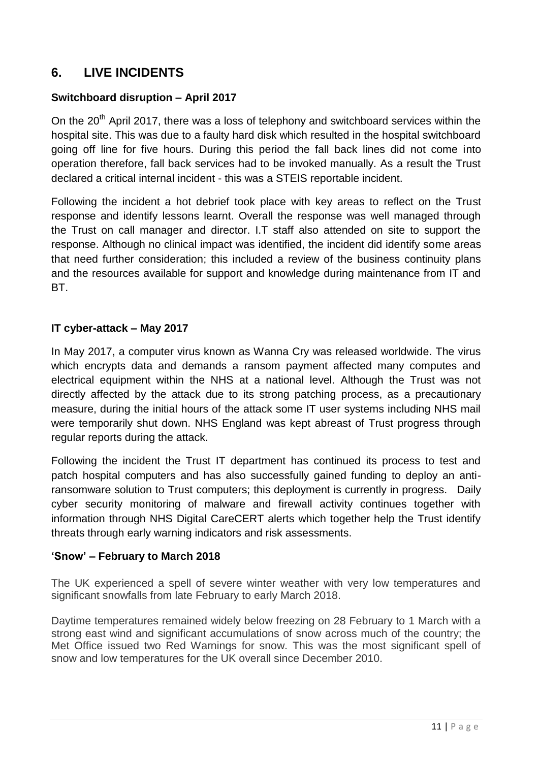## 6. LIVE INCIDENTS

**Switchboard disruption – April 2017**

On the 20th April 2017, there was a loss of telephony and switchboard services within the hospital site. This was due to a faulty hard disk which resulted in the hospital switchboard going off line for five hours. During this period the fall back lines did not come into operation therefore, fall back services had to be invoked manually. As a result the Trust declared a critical internal incident - this was a STEIS reportable incident.

Following the incident a hot debrief took place with key areas to reflect on the Trust response and identify lessons learnt. Overall the response was well managed through the Trust on call manager and director. I.T staff also attended on site to support the response. Although no clinical impact was identified, the incident did identify some areas that need further consideration; this included a review of the business continuity plans and the resources available for support and knowledge during maintenance from IT and BT.

**IT cyber-attack – May 2017**

In May 2017, a computer virus known as Wanna Cry was released worldwide. The virus which encrypts data and demands a ransom payment affected many computes and electrical equipment within the NHS at a national level. Although the Trust was not directly affected by the attack due to its strong patching process, as a precautionary measure, during the initial hours of the attack some IT user systems including NHS mail were temporarily shut down. NHS England was kept abreast of Trust progress through regular reports during the attack.

Following the incident the Trust IT department has continued its process to test and patch hospital computers and has also successfully gained funding to deploy an anti-ransomware solution to Trust computers; this deployment is currently in progress. Daily cyber security monitoring of malware and firewall activity continues together with information through NHS Digital CareCERT alerts which together help the Trust identify threats through early warning indicators and risk assessments.

**'Snow' – February to March 2018**

The UK experienced a spell of severe winter weather with very low temperatures and significant snowfalls from late February to early March 2018.

Daytime temperatures remained widely below freezing on 28 February to 1 March with a strong east wind and significant accumulations of snow across much of the country; the Met Office issued two Red Warnings for snow. This was the most significant spell of snow and low temperatures for the UK overall since December 2010.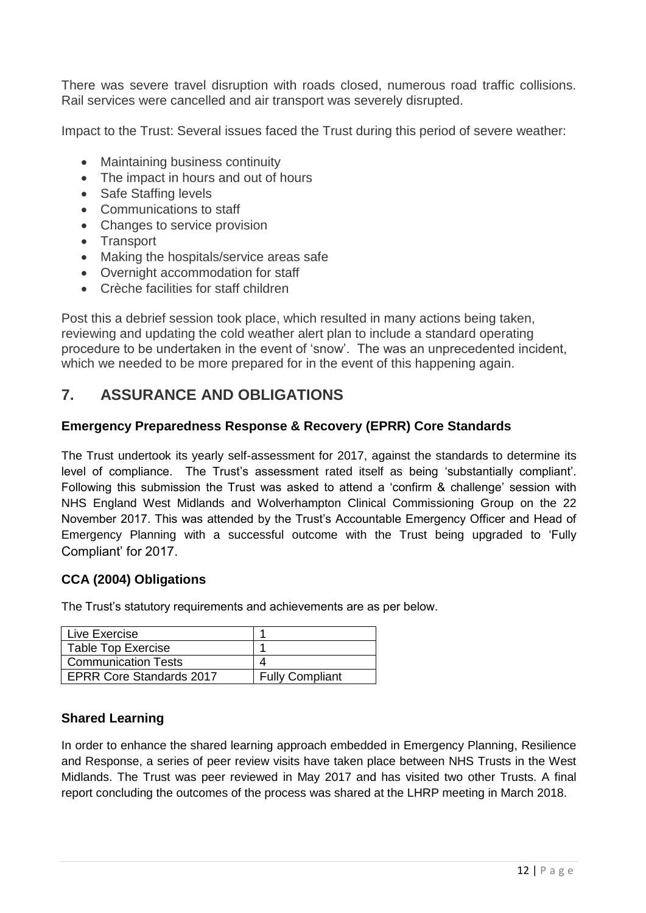There was severe travel disruption with roads closed, numerous road traffic collisions. Rail services were cancelled and air transport was severely disrupted.

Impact to the Trust: Several issues faced the Trust during this period of severe weather:

- Maintaining business continuity
- The impact in hours and out of hours
- Safe Staffing levels
- Communications to staff
- Changes to service provision
- Transport
- Making the hospitals/service areas safe
- Overnight accommodation for staff
- Crèche facilities for staff children

Post this a debrief session took place, which resulted in many actions being taken, reviewing and updating the cold weather alert plan to include a standard operating procedure to be undertaken in the event of 'snow'. The was an unprecedented incident, which we needed to be more prepared for in the event of this happening again.

## 7. ASSURANCE AND OBLIGATIONS

### Emergency Preparedness Response & Recovery (EPRR) Core Standards

The Trust undertook its yearly self-assessment for 2017, against the standards to determine its level of compliance. The Trust's assessment rated itself as being 'substantially compliant'. Following this submission the Trust was asked to attend a 'confirm & challenge' session with NHS England West Midlands and Wolverhampton Clinical Commissioning Group on the 22 November 2017. This was attended by the Trust's Accountable Emergency Officer and Head of Emergency Planning with a successful outcome with the Trust being upgraded to 'Fully Compliant' for 2017.

### CCA (2004) Obligations

The Trust's statutory requirements and achievements are as per below.

| Live Exercise | 1 |
|---|---|
| Table Top Exercise | 1 |
| Communication Tests | 4 |
| EPRR Core Standards 2017 | Fully Compliant |

### Shared Learning

In order to enhance the shared learning approach embedded in Emergency Planning, Resilience and Response, a series of peer review visits have taken place between NHS Trusts in the West Midlands. The Trust was peer reviewed in May 2017 and has visited two other Trusts. A final report concluding the outcomes of the process was shared at the LHRP meeting in March 2018.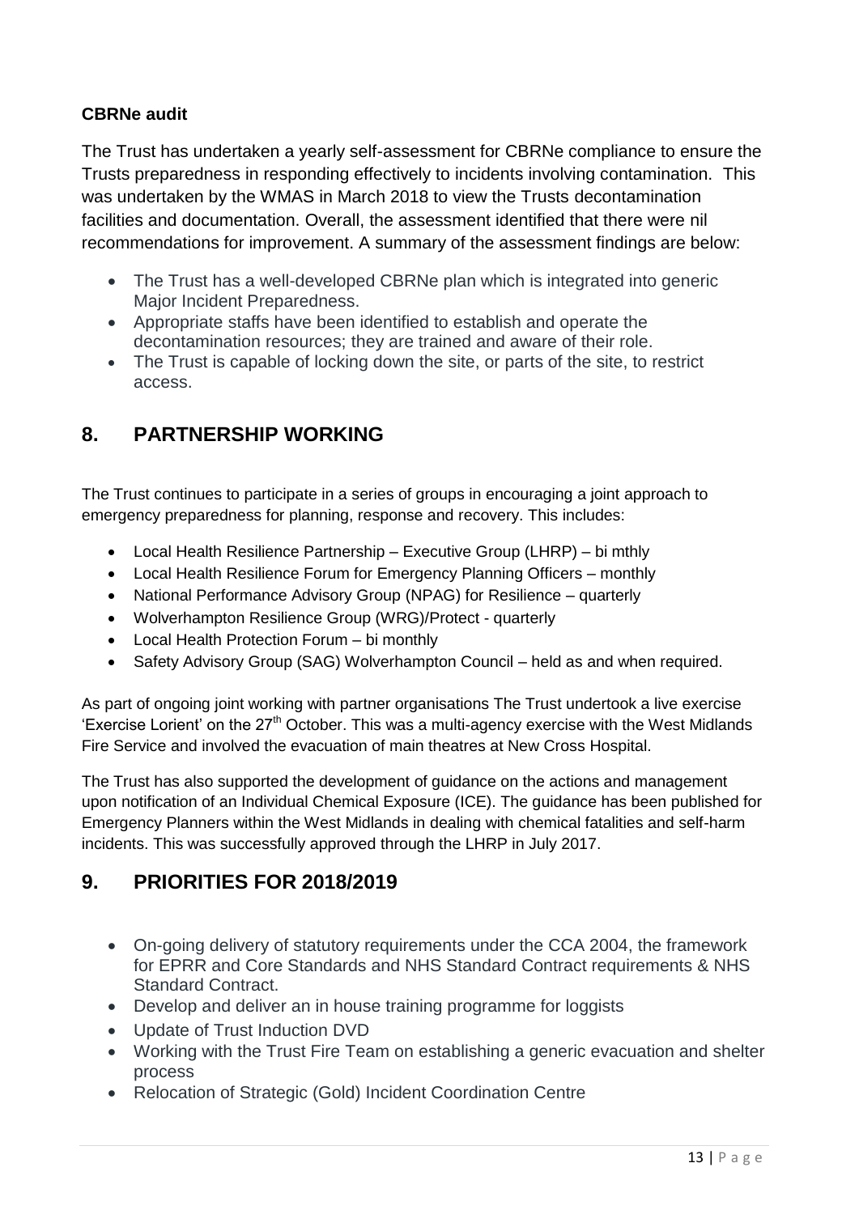**CBRNe audit**

The Trust has undertaken a yearly self-assessment for CBRNe compliance to ensure the Trusts preparedness in responding effectively to incidents involving contamination. This was undertaken by the WMAS in March 2018 to view the Trusts decontamination facilities and documentation. Overall, the assessment identified that there were nil recommendations for improvement. A summary of the assessment findings are below:

- The Trust has a well-developed CBRNe plan which is integrated into generic Major Incident Preparedness.
- Appropriate staffs have been identified to establish and operate the decontamination resources; they are trained and aware of their role.
- The Trust is capable of locking down the site, or parts of the site, to restrict access.

## 8. PARTNERSHIP WORKING

The Trust continues to participate in a series of groups in encouraging a joint approach to emergency preparedness for planning, response and recovery. This includes:

- Local Health Resilience Partnership – Executive Group (LHRP) – bi mthly
- Local Health Resilience Forum for Emergency Planning Officers – monthly
- National Performance Advisory Group (NPAG) for Resilience – quarterly
- Wolverhampton Resilience Group (WRG)/Protect - quarterly
- Local Health Protection Forum – bi monthly
- Safety Advisory Group (SAG) Wolverhampton Council – held as and when required.

As part of ongoing joint working with partner organisations The Trust undertook a live exercise 'Exercise Lorient' on the 27th October. This was a multi-agency exercise with the West Midlands Fire Service and involved the evacuation of main theatres at New Cross Hospital.

The Trust has also supported the development of guidance on the actions and management upon notification of an Individual Chemical Exposure (ICE). The guidance has been published for Emergency Planners within the West Midlands in dealing with chemical fatalities and self-harm incidents. This was successfully approved through the LHRP in July 2017.

## 9. PRIORITIES FOR 2018/2019

- On-going delivery of statutory requirements under the CCA 2004, the framework for EPRR and Core Standards and NHS Standard Contract requirements & NHS Standard Contract.
- Develop and deliver an in house training programme for loggists
- Update of Trust Induction DVD
- Working with the Trust Fire Team on establishing a generic evacuation and shelter process
- Relocation of Strategic (Gold) Incident Coordination Centre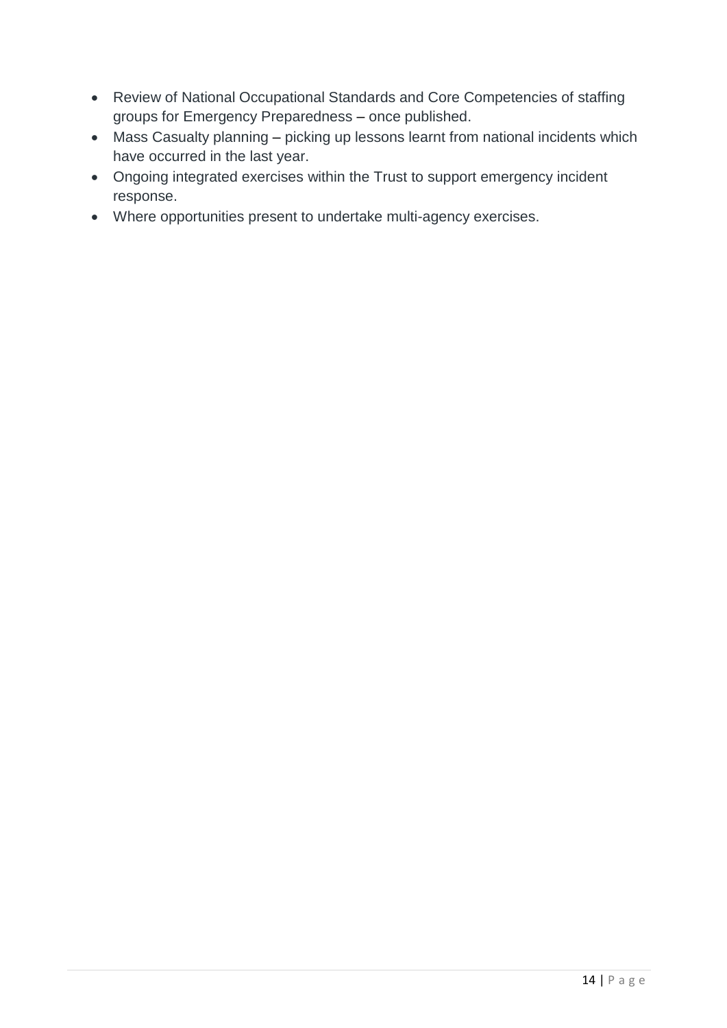- Review of National Occupational Standards and Core Competencies of staffing groups for Emergency Preparedness – once published.
- Mass Casualty planning – picking up lessons learnt from national incidents which have occurred in the last year.
- Ongoing integrated exercises within the Trust to support emergency incident response.
- Where opportunities present to undertake multi-agency exercises.